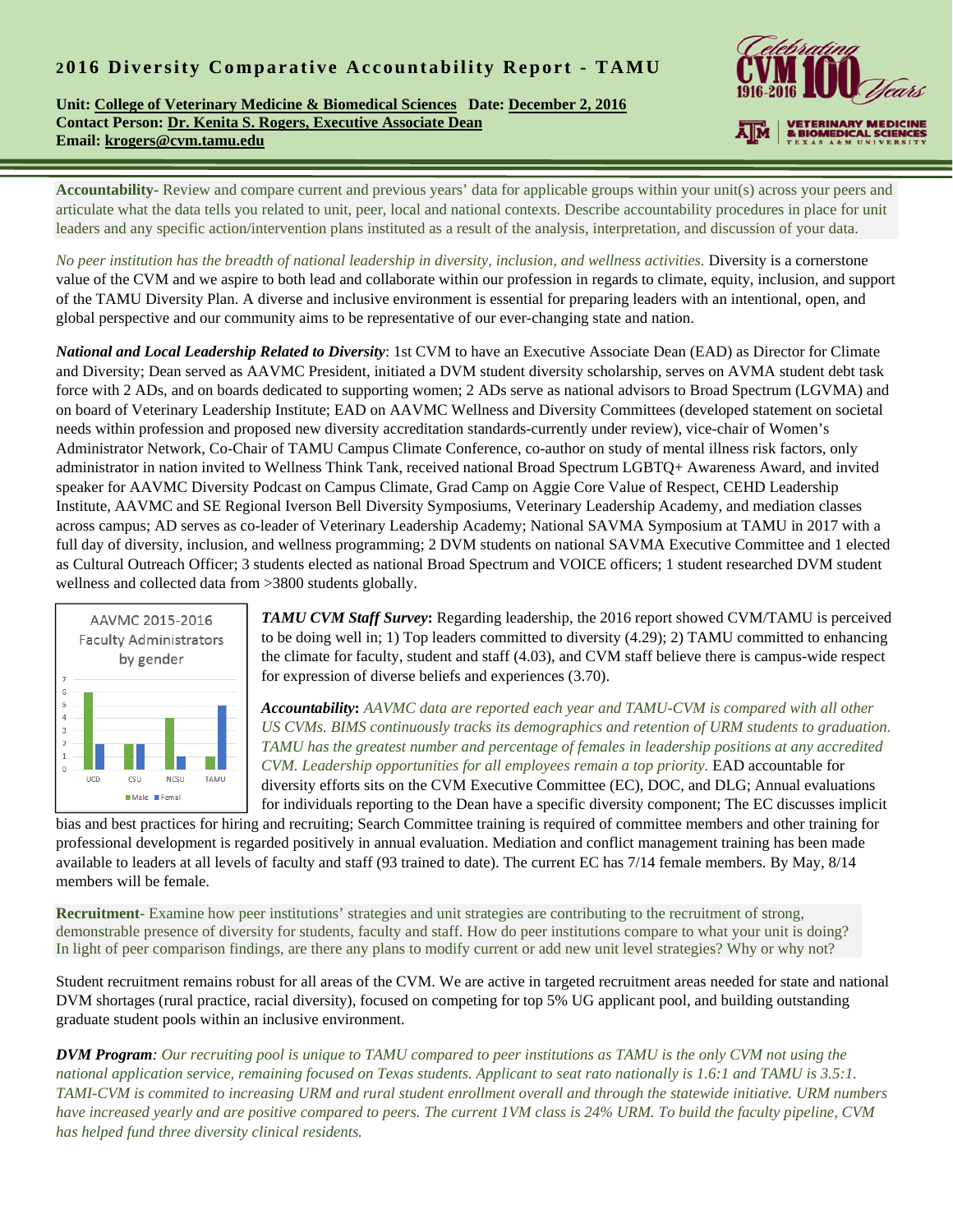# 2016 Diversity Comparative Accountability Report - TAMU

**Unit: College of Veterinary Medicine & Biomedical Sciences Date: December 2, 2016**
**Contact Person: Dr. Kenita S. Rogers, Executive Associate Dean**
**Email: krogers@cvm.tamu.edu**

**Accountability**- Review and compare current and previous years' data for applicable groups within your unit(s) across your peers and articulate what the data tells you related to unit, peer, local and national contexts. Describe accountability procedures in place for unit leaders and any specific action/intervention plans instituted as a result of the analysis, interpretation, and discussion of your data.

*No peer institution has the breadth of national leadership in diversity, inclusion, and wellness activities.* Diversity is a cornerstone value of the CVM and we aspire to both lead and collaborate within our profession in regards to climate, equity, inclusion, and support of the TAMU Diversity Plan. A diverse and inclusive environment is essential for preparing leaders with an intentional, open, and global perspective and our community aims to be representative of our ever-changing state and nation.

***National and Local Leadership Related to Diversity***: 1st CVM to have an Executive Associate Dean (EAD) as Director for Climate and Diversity; Dean served as AAVMC President, initiated a DVM student diversity scholarship, serves on AVMA student debt task force with 2 ADs, and on boards dedicated to supporting women; 2 ADs serve as national advisors to Broad Spectrum (LGVMA) and on board of Veterinary Leadership Institute; EAD on AAVMC Wellness and Diversity Committees (developed statement on societal needs within profession and proposed new diversity accreditation standards-currently under review), vice-chair of Women's Administrator Network, Co-Chair of TAMU Campus Climate Conference, co-author on study of mental illness risk factors, only administrator in nation invited to Wellness Think Tank, received national Broad Spectrum LGBTQ+ Awareness Award, and invited speaker for AAVMC Diversity Podcast on Campus Climate, Grad Camp on Aggie Core Value of Respect, CEHD Leadership Institute, AAVMC and SE Regional Iverson Bell Diversity Symposiums, Veterinary Leadership Academy, and mediation classes across campus; AD serves as co-leader of Veterinary Leadership Academy; National SAVMA Symposium at TAMU in 2017 with a full day of diversity, inclusion, and wellness programming; 2 DVM students on national SAVMA Executive Committee and 1 elected as Cultural Outreach Officer; 3 students elected as national Broad Spectrum and VOICE officers; 1 student researched DVM student wellness and collected data from >3800 students globally.

AAVMC 2015-2016 Faculty Administrators by gender

| | Male | Femal |
|---|---|---|
| UCD | 6 | 2 |
| CSU | 2 | 2 |
| NCSU | 4 | 1 |
| TAMU | 1 | 5 |

***TAMU CVM Staff Survey*****:** Regarding leadership, the 2016 report showed CVM/TAMU is perceived to be doing well in; 1) Top leaders committed to diversity (4.29); 2) TAMU committed to enhancing the climate for faculty, student and staff (4.03), and CVM staff believe there is campus-wide respect for expression of diverse beliefs and experiences (3.70).

***Accountability*****:** *AAVMC data are reported each year and TAMU-CVM is compared with all other US CVMs. BIMS continuously tracks its demographics and retention of URM students to graduation. TAMU has the greatest number and percentage of females in leadership positions at any accredited CVM. Leadership opportunities for all employees remain a top priority.* EAD accountable for diversity efforts sits on the CVM Executive Committee (EC), DOC, and DLG; Annual evaluations for individuals reporting to the Dean have a specific diversity component; The EC discusses implicit bias and best practices for hiring and recruiting; Search Committee training is required of committee members and other training for professional development is regarded positively in annual evaluation. Mediation and conflict management training has been made available to leaders at all levels of faculty and staff (93 trained to date). The current EC has 7/14 female members. By May, 8/14 members will be female.

**Recruitment**- Examine how peer institutions' strategies and unit strategies are contributing to the recruitment of strong, demonstrable presence of diversity for students, faculty and staff. How do peer institutions compare to what your unit is doing? In light of peer comparison findings, are there any plans to modify current or add new unit level strategies? Why or why not?

Student recruitment remains robust for all areas of the CVM. We are active in targeted recruitment areas needed for state and national DVM shortages (rural practice, racial diversity), focused on competing for top 5% UG applicant pool, and building outstanding graduate student pools within an inclusive environment.

***DVM Program****: Our recruiting pool is unique to TAMU compared to peer institutions as TAMU is the only CVM not using the national application service, remaining focused on Texas students. Applicant to seat rato nationally is 1.6:1 and TAMU is 3.5:1. TAMI-CVM is commited to increasing URM and rural student enrollment overall and through the statewide initiative. URM numbers have increased yearly and are positive compared to peers. The current 1VM class is 24% URM. To build the faculty pipeline, CVM has helped fund three diversity clinical residents.*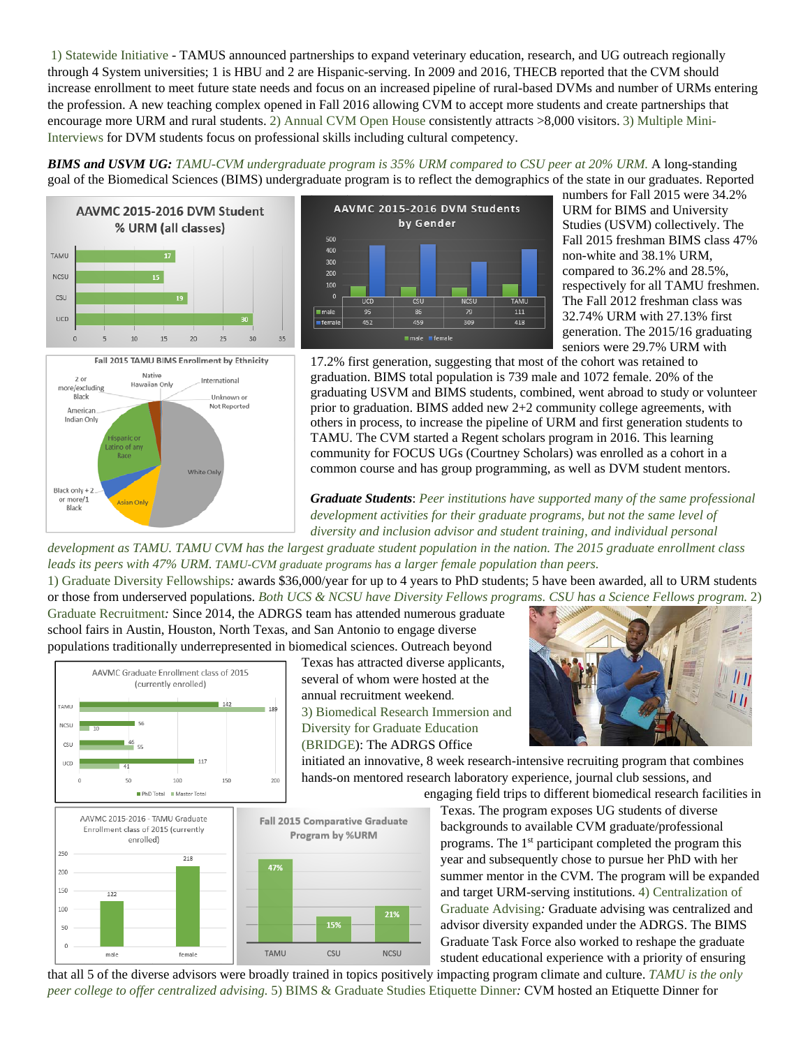1) Statewide Initiative - TAMUS announced partnerships to expand veterinary education, research, and UG outreach regionally through 4 System universities; 1 is HBU and 2 are Hispanic-serving. In 2009 and 2016, THECB reported that the CVM should increase enrollment to meet future state needs and focus on an increased pipeline of rural-based DVMs and number of URMs entering the profession. A new teaching complex opened in Fall 2016 allowing CVM to accept more students and create partnerships that encourage more URM and rural students. 2) Annual CVM Open House consistently attracts >8,000 visitors. 3) Multiple Mini-Interviews for DVM students focus on professional skills including cultural competency.

***BIMS and USVM UG:*** *TAMU-CVM undergraduate program is 35% URM compared to CSU peer at 20% URM.* A long-standing goal of the Biomedical Sciences (BIMS) undergraduate program is to reflect the demographics of the state in our graduates. Reported numbers for Fall 2015 were 34.2% URM for BIMS and University Studies (USVM) collectively. The Fall 2015 freshman BIMS class 47% non-white and 38.1% URM, compared to 36.2% and 28.5%, respectively for all TAMU freshmen. The Fall 2012 freshman class was 32.74% URM with 27.13% first generation. The 2015/16 graduating seniors were 29.7% URM with 17.2% first generation, suggesting that most of the cohort was retained to graduation. BIMS total population is 739 male and 1072 female. 20% of the graduating USVM and BIMS students, combined, went abroad to study or volunteer prior to graduation. BIMS added new 2+2 community college agreements, with others in process, to increase the pipeline of URM and first generation students to TAMU. The CVM started a Regent scholars program in 2016. This learning community for FOCUS UGs (Courtney Scholars) was enrolled as a cohort in a common course and has group programming, as well as DVM student mentors.

AAVMC 2015-2016 DVM Student % URM (all classes)

| School | % URM |
|---|---|
| TAMU | 17 |
| NCSU | 15 |
| CSU | 19 |
| UCD | 30 |

AAVMC 2015-2016 DVM Students by Gender

| | UCD | CSU | NCSU | TAMU |
|---|---|---|---|---|
| male | 95 | 86 | 79 | 111 |
| female | 452 | 459 | 309 | 418 |

Fall 2015 TAMU BIMS Enrollment by Ethnicity: 2 or more/excluding Black; Native Hawaiian Only; International; Unknown or Not Reported; American Indian Only; Hispanic or Latino of any Race; White Only; Black only + 2 or more/1 or more Black; Asian Only

***Graduate Students***: *Peer institutions have supported many of the same professional development activities for their graduate programs, but not the same level of diversity and inclusion advisor and student training, and individual personal development as TAMU. TAMU CVM has the largest graduate student population in the nation. The 2015 graduate enrollment class leads its peers with 47% URM. TAMU-CVM graduate programs has a larger female population than peers.*

1) Graduate Diversity Fellowships*:* awards \$36,000/year for up to 4 years to PhD students; 5 have been awarded, all to URM students or those from underserved populations. *Both UCS & NCSU have Diversity Fellows programs. CSU has a Science Fellows program.* 2) Graduate Recruitment*:* Since 2014, the ADRGS team has attended numerous graduate school fairs in Austin, Houston, North Texas, and San Antonio to engage diverse populations traditionally underrepresented in biomedical sciences. Outreach beyond Texas has attracted diverse applicants, several of whom were hosted at the annual recruitment weekend. 3) Biomedical Research Immersion and Diversity for Graduate Education (BRIDGE): The ADRGS Office initiated an innovative, 8 week research-intensive recruiting program that combines hands-on mentored research laboratory experience, journal club sessions, and engaging field trips to different biomedical research facilities in Texas. The program exposes UG students of diverse backgrounds to available CVM graduate/professional programs. The 1st participant completed the program this year and subsequently chose to pursue her PhD with her summer mentor in the CVM. The program will be expanded and target URM-serving institutions. 4) Centralization of Graduate Advising*:* Graduate advising was centralized and advisor diversity expanded under the ADRGS. The BIMS Graduate Task Force also worked to reshape the graduate student educational experience with a priority of ensuring that all 5 of the diverse advisors were broadly trained in topics positively impacting program climate and culture. *TAMU is the only peer college to offer centralized advising.* 5) BIMS & Graduate Studies Etiquette Dinner*:* CVM hosted an Etiquette Dinner for

AAVMC Graduate Enrollment class of 2015 (currently enrolled)

| School | PhD Total | Master Total |
|---|---|---|
| TAMU | 142 | 189 |
| NCSU | 56 | 10 |
| CSU | 46 | 55 |
| UCD | 117 | 41 |

AAVMC 2015-2016 - TAMU Graduate Enrollment class of 2015 (currently enrolled)

| male | female |
|---|---|
| 122 | 218 |

Fall 2015 Comparative Graduate Program by %URM

| TAMU | CSU | NCSU |
|---|---|---|
| 47% | 15% | 21% |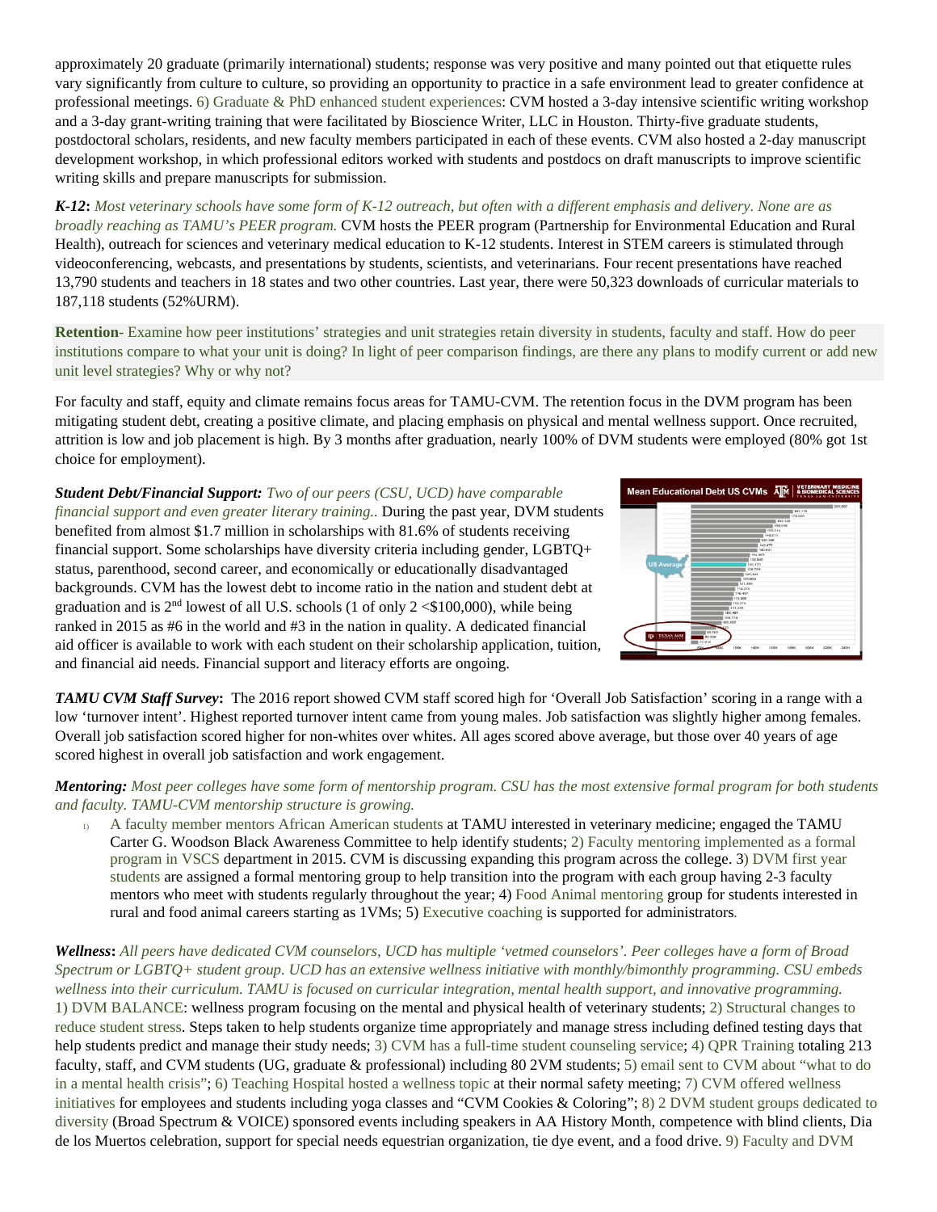approximately 20 graduate (primarily international) students; response was very positive and many pointed out that etiquette rules vary significantly from culture to culture, so providing an opportunity to practice in a safe environment lead to greater confidence at professional meetings. 6) Graduate & PhD enhanced student experiences: CVM hosted a 3-day intensive scientific writing workshop and a 3-day grant-writing training that were facilitated by Bioscience Writer, LLC in Houston. Thirty-five graduate students, postdoctoral scholars, residents, and new faculty members participated in each of these events. CVM also hosted a 2-day manuscript development workshop, in which professional editors worked with students and postdocs on draft manuscripts to improve scientific writing skills and prepare manuscripts for submission.

***K-12*:** *Most veterinary schools have some form of K-12 outreach, but often with a different emphasis and delivery. None are as broadly reaching as TAMU's PEER program.* CVM hosts the PEER program (Partnership for Environmental Education and Rural Health), outreach for sciences and veterinary medical education to K-12 students. Interest in STEM careers is stimulated through videoconferencing, webcasts, and presentations by students, scientists, and veterinarians. Four recent presentations have reached 13,790 students and teachers in 18 states and two other countries. Last year, there were 50,323 downloads of curricular materials to 187,118 students (52%URM).

**Retention**- Examine how peer institutions' strategies and unit strategies retain diversity in students, faculty and staff. How do peer institutions compare to what your unit is doing? In light of peer comparison findings, are there any plans to modify current or add new unit level strategies? Why or why not?

For faculty and staff, equity and climate remains focus areas for TAMU-CVM. The retention focus in the DVM program has been mitigating student debt, creating a positive climate, and placing emphasis on physical and mental wellness support. Once recruited, attrition is low and job placement is high. By 3 months after graduation, nearly 100% of DVM students were employed (80% got 1st choice for employment).

***Student Debt/Financial Support:*** *Two of our peers (CSU, UCD) have comparable financial support and even greater literary training..* During the past year, DVM students benefited from almost $1.7 million in scholarships with 81.6% of students receiving financial support. Some scholarships have diversity criteria including gender, LGBTQ+ status, parenthood, second career, and economically or educationally disadvantaged backgrounds. CVM has the lowest debt to income ratio in the nation and student debt at graduation and is 2nd lowest of all U.S. schools (1 of only 2 <$100,000), while being ranked in 2015 as #6 in the world and #3 in the nation in quality. A dedicated financial aid officer is available to work with each student on their scholarship application, tuition, and financial aid needs. Financial support and literacy efforts are ongoing.

***TAMU CVM Staff Survey*:** The 2016 report showed CVM staff scored high for 'Overall Job Satisfaction' scoring in a range with a low 'turnover intent'. Highest reported turnover intent came from young males. Job satisfaction was slightly higher among females. Overall job satisfaction scored higher for non-whites over whites. All ages scored above average, but those over 40 years of age scored highest in overall job satisfaction and work engagement.

***Mentoring:*** *Most peer colleges have some form of mentorship program. CSU has the most extensive formal program for both students and faculty. TAMU-CVM mentorship structure is growing.*

1) A faculty member mentors African American students at TAMU interested in veterinary medicine; engaged the TAMU Carter G. Woodson Black Awareness Committee to help identify students; 2) Faculty mentoring implemented as a formal program in VSCS department in 2015. CVM is discussing expanding this program across the college. 3) DVM first year students are assigned a formal mentoring group to help transition into the program with each group having 2-3 faculty mentors who meet with students regularly throughout the year; 4) Food Animal mentoring group for students interested in rural and food animal careers starting as 1VMs; 5) Executive coaching is supported for administrators.

***Wellness*:** *All peers have dedicated CVM counselors, UCD has multiple 'vetmed counselors'. Peer colleges have a form of Broad Spectrum or LGBTQ+ student group. UCD has an extensive wellness initiative with monthly/bimonthly programming. CSU embeds wellness into their curriculum. TAMU is focused on curricular integration, mental health support, and innovative programming.*
1) DVM BALANCE: wellness program focusing on the mental and physical health of veterinary students; 2) Structural changes to reduce student stress. Steps taken to help students organize time appropriately and manage stress including defined testing days that help students predict and manage their study needs; 3) CVM has a full-time student counseling service; 4) QPR Training totaling 213 faculty, staff, and CVM students (UG, graduate & professional) including 80 2VM students; 5) email sent to CVM about "what to do in a mental health crisis"; 6) Teaching Hospital hosted a wellness topic at their normal safety meeting; 7) CVM offered wellness initiatives for employees and students including yoga classes and "CVM Cookies & Coloring"; 8) 2 DVM student groups dedicated to diversity (Broad Spectrum & VOICE) sponsored events including speakers in AA History Month, competence with blind clients, Dia de los Muertos celebration, support for special needs equestrian organization, tie dye event, and a food drive. 9) Faculty and DVM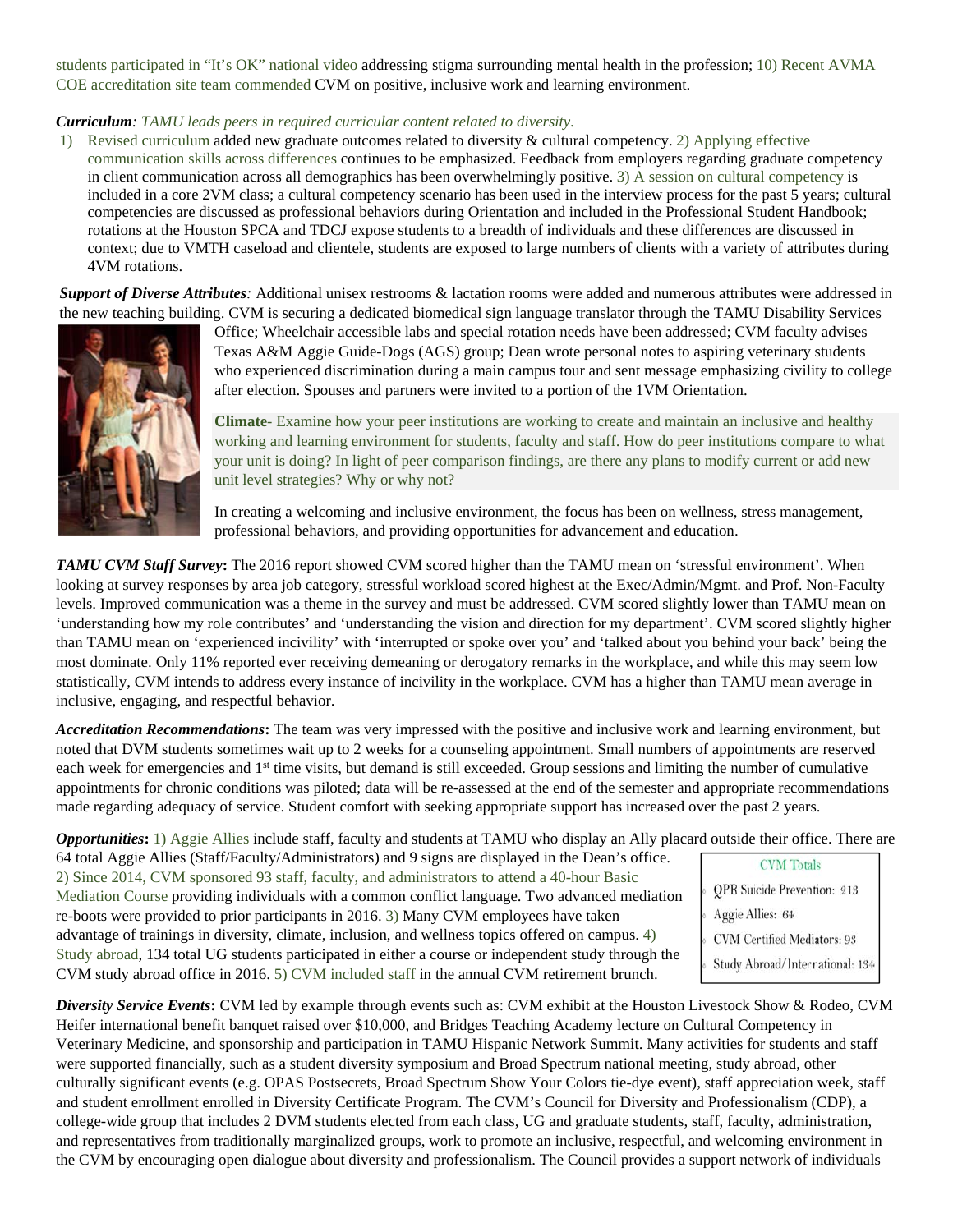students participated in “It’s OK” national video addressing stigma surrounding mental health in the profession; 10) Recent AVMA COE accreditation site team commended CVM on positive, inclusive work and learning environment.

***Curriculum**: TAMU leads peers in required curricular content related to diversity.*

1) Revised curriculum added new graduate outcomes related to diversity & cultural competency. 2) Applying effective communication skills across differences continues to be emphasized. Feedback from employers regarding graduate competency in client communication across all demographics has been overwhelmingly positive. 3) A session on cultural competency is included in a core 2VM class; a cultural competency scenario has been used in the interview process for the past 5 years; cultural competencies are discussed as professional behaviors during Orientation and included in the Professional Student Handbook; rotations at the Houston SPCA and TDCJ expose students to a breadth of individuals and these differences are discussed in context; due to VMTH caseload and clientele, students are exposed to large numbers of clients with a variety of attributes during 4VM rotations.

***Support of Diverse Attributes**:* Additional unisex restrooms & lactation rooms were added and numerous attributes were addressed in the new teaching building. CVM is securing a dedicated biomedical sign language translator through the TAMU Disability Services Office; Wheelchair accessible labs and special rotation needs have been addressed; CVM faculty advises Texas A&M Aggie Guide-Dogs (AGS) group; Dean wrote personal notes to aspiring veterinary students who experienced discrimination during a main campus tour and sent message emphasizing civility to college after election. Spouses and partners were invited to a portion of the 1VM Orientation.

**Climate**- Examine how your peer institutions are working to create and maintain an inclusive and healthy working and learning environment for students, faculty and staff. How do peer institutions compare to what your unit is doing? In light of peer comparison findings, are there any plans to modify current or add new unit level strategies? Why or why not?

In creating a welcoming and inclusive environment, the focus has been on wellness, stress management, professional behaviors, and providing opportunities for advancement and education.

***TAMU CVM Staff Survey*:** The 2016 report showed CVM scored higher than the TAMU mean on ‘stressful environment’. When looking at survey responses by area job category, stressful workload scored highest at the Exec/Admin/Mgmt. and Prof. Non-Faculty levels. Improved communication was a theme in the survey and must be addressed. CVM scored slightly lower than TAMU mean on ‘understanding how my role contributes’ and ‘understanding the vision and direction for my department’. CVM scored slightly higher than TAMU mean on ‘experienced incivility’ with ‘interrupted or spoke over you’ and ‘talked about you behind your back’ being the most dominate. Only 11% reported ever receiving demeaning or derogatory remarks in the workplace, and while this may seem low statistically, CVM intends to address every instance of incivility in the workplace. CVM has a higher than TAMU mean average in inclusive, engaging, and respectful behavior.

***Accreditation Recommendations*:** The team was very impressed with the positive and inclusive work and learning environment, but noted that DVM students sometimes wait up to 2 weeks for a counseling appointment. Small numbers of appointments are reserved each week for emergencies and 1st time visits, but demand is still exceeded. Group sessions and limiting the number of cumulative appointments for chronic conditions was piloted; data will be re-assessed at the end of the semester and appropriate recommendations made regarding adequacy of service. Student comfort with seeking appropriate support has increased over the past 2 years.

***Opportunities*:** 1) Aggie Allies include staff, faculty and students at TAMU who display an Ally placard outside their office. There are 64 total Aggie Allies (Staff/Faculty/Administrators) and 9 signs are displayed in the Dean’s office. 2) Since 2014, CVM sponsored 93 staff, faculty, and administrators to attend a 40-hour Basic Mediation Course providing individuals with a common conflict language. Two advanced mediation re-boots were provided to prior participants in 2016. 3) Many CVM employees have taken advantage of trainings in diversity, climate, inclusion, and wellness topics offered on campus. 4) Study abroad, 134 total UG students participated in either a course or independent study through the CVM study abroad office in 2016. 5) CVM included staff in the annual CVM retirement brunch.

| CVM Totals |
|---|
| QPR Suicide Prevention: 213 |
| Aggie Allies: 64 |
| CVM Certified Mediators: 93 |
| Study Abroad/International: 134 |

***Diversity Service Events*:** CVM led by example through events such as: CVM exhibit at the Houston Livestock Show & Rodeo, CVM Heifer international benefit banquet raised over $10,000, and Bridges Teaching Academy lecture on Cultural Competency in Veterinary Medicine, and sponsorship and participation in TAMU Hispanic Network Summit. Many activities for students and staff were supported financially, such as a student diversity symposium and Broad Spectrum national meeting, study abroad, other culturally significant events (e.g. OPAS Postsecrets, Broad Spectrum Show Your Colors tie-dye event), staff appreciation week, staff and student enrollment enrolled in Diversity Certificate Program. The CVM’s Council for Diversity and Professionalism (CDP), a college-wide group that includes 2 DVM students elected from each class, UG and graduate students, staff, faculty, administration, and representatives from traditionally marginalized groups, work to promote an inclusive, respectful, and welcoming environment in the CVM by encouraging open dialogue about diversity and professionalism. The Council provides a support network of individuals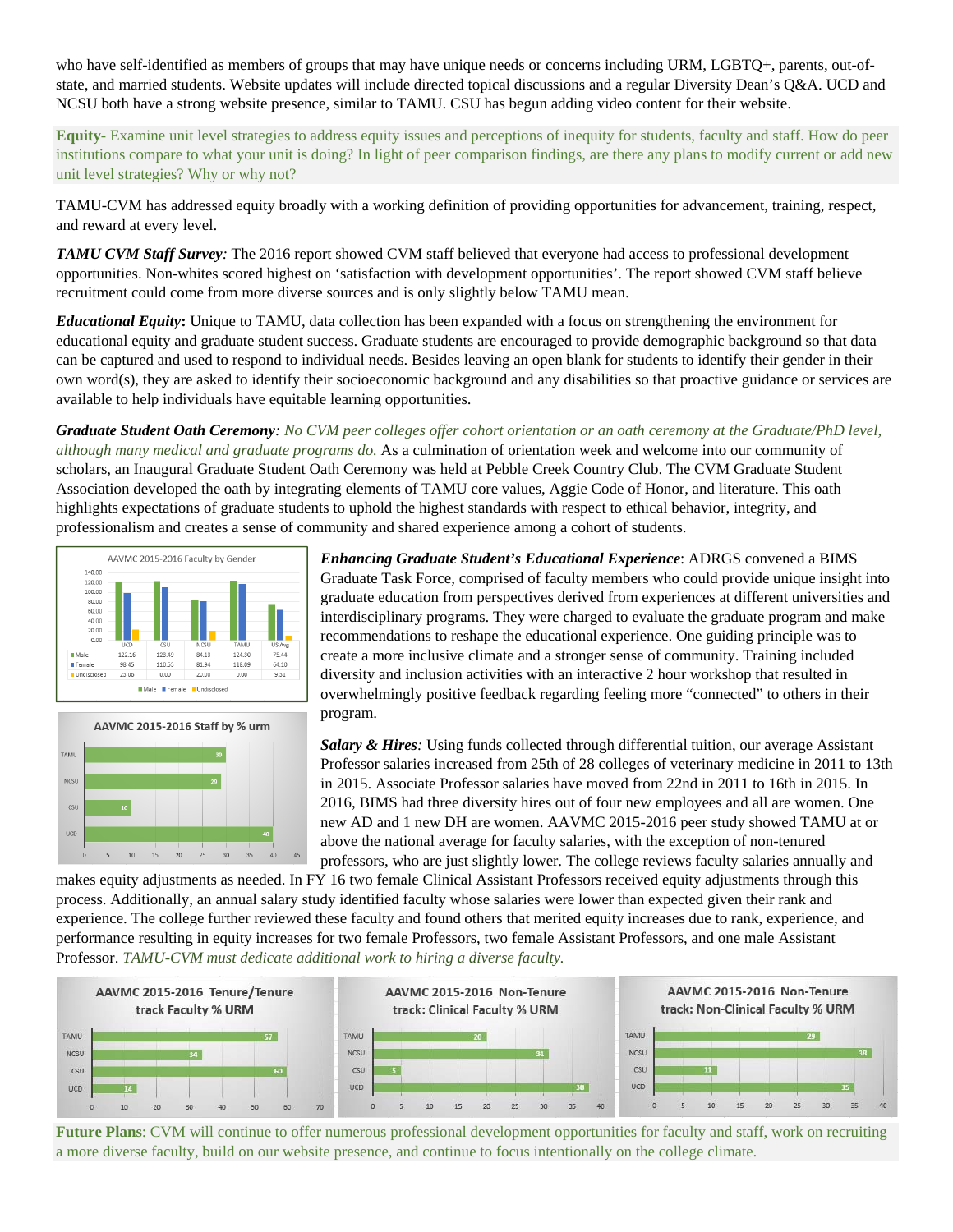who have self-identified as members of groups that may have unique needs or concerns including URM, LGBTQ+, parents, out-of-state, and married students. Website updates will include directed topical discussions and a regular Diversity Dean's Q&A. UCD and NCSU both have a strong website presence, similar to TAMU. CSU has begun adding video content for their website.

**Equity**- Examine unit level strategies to address equity issues and perceptions of inequity for students, faculty and staff. How do peer institutions compare to what your unit is doing? In light of peer comparison findings, are there any plans to modify current or add new unit level strategies? Why or why not?

TAMU-CVM has addressed equity broadly with a working definition of providing opportunities for advancement, training, respect, and reward at every level.

***TAMU CVM Staff Survey**:* The 2016 report showed CVM staff believed that everyone had access to professional development opportunities. Non-whites scored highest on 'satisfaction with development opportunities'. The report showed CVM staff believe recruitment could come from more diverse sources and is only slightly below TAMU mean.

***Educational Equity*****:** Unique to TAMU, data collection has been expanded with a focus on strengthening the environment for educational equity and graduate student success. Graduate students are encouraged to provide demographic background so that data can be captured and used to respond to individual needs. Besides leaving an open blank for students to identify their gender in their own word(s), they are asked to identify their socioeconomic background and any disabilities so that proactive guidance or services are available to help individuals have equitable learning opportunities.

***Graduate Student Oath Ceremony****: No CVM peer colleges offer cohort orientation or an oath ceremony at the Graduate/PhD level, although many medical and graduate programs do.* As a culmination of orientation week and welcome into our community of scholars, an Inaugural Graduate Student Oath Ceremony was held at Pebble Creek Country Club. The CVM Graduate Student Association developed the oath by integrating elements of TAMU core values, Aggie Code of Honor, and literature. This oath highlights expectations of graduate students to uphold the highest standards with respect to ethical behavior, integrity, and professionalism and creates a sense of community and shared experience among a cohort of students.

AAVMC 2015-2016 Faculty by Gender

140.00
120.00
100.00
80.00
60.00
40.00
20.00
0.00

UCD CSU NCSU TAMU US Avg

Male 122.16 123.49 84.13 124.30 75.44
Female 98.45 110.53 81.94 118.09 64.10
Undisclosed 23.06 0.00 20.00 0.00 9.31

Male Female Undisclosed

AAVMC 2015-2016 Staff by % urm

TAMU 30
NCSU 29
CSU 10
UCD 40

0 5 10 15 20 25 30 35 40 45

***Enhancing Graduate Student's Educational Experience***: ADRGS convened a BIMS Graduate Task Force, comprised of faculty members who could provide unique insight into graduate education from perspectives derived from experiences at different universities and interdisciplinary programs. They were charged to evaluate the graduate program and make recommendations to reshape the educational experience. One guiding principle was to create a more inclusive climate and a stronger sense of community. Training included diversity and inclusion activities with an interactive 2 hour workshop that resulted in overwhelmingly positive feedback regarding feeling more "connected" to others in their program.

***Salary & Hires**:* Using funds collected through differential tuition, our average Assistant Professor salaries increased from 25th of 28 colleges of veterinary medicine in 2011 to 13th in 2015. Associate Professor salaries have moved from 22nd in 2011 to 16th in 2015. In 2016, BIMS had three diversity hires out of four new employees and all are women. One new AD and 1 new DH are women. AAVMC 2015-2016 peer study showed TAMU at or above the national average for faculty salaries, with the exception of non-tenured professors, who are just slightly lower. The college reviews faculty salaries annually and makes equity adjustments as needed. In FY 16 two female Clinical Assistant Professors received equity adjustments through this process. Additionally, an annual salary study identified faculty whose salaries were lower than expected given their rank and experience. The college further reviewed these faculty and found others that merited equity increases due to rank, experience, and performance resulting in equity increases for two female Professors, two female Assistant Professors, and one male Assistant Professor. *TAMU-CVM must dedicate additional work to hiring a diverse faculty.*

AAVMC 2015-2016 Tenure/Tenure track Faculty % URM

TAMU 57
NCSU 34
CSU 60
UCD 14

0 10 20 30 40 50 60 70

AAVMC 2015-2016 Non-Tenure track: Clinical Faculty % URM

TAMU 20
NCSU 31
CSU 5
UCD 38

0 5 10 15 20 25 30 35 40

AAVMC 2015-2016 Non-Tenure track: Non-Clinical Faculty % URM

TAMU 29
NCSU 38
CSU 11
UCD 35

0 5 10 15 20 25 30 35 40

**Future Plans**: CVM will continue to offer numerous professional development opportunities for faculty and staff, work on recruiting a more diverse faculty, build on our website presence, and continue to focus intentionally on the college climate.